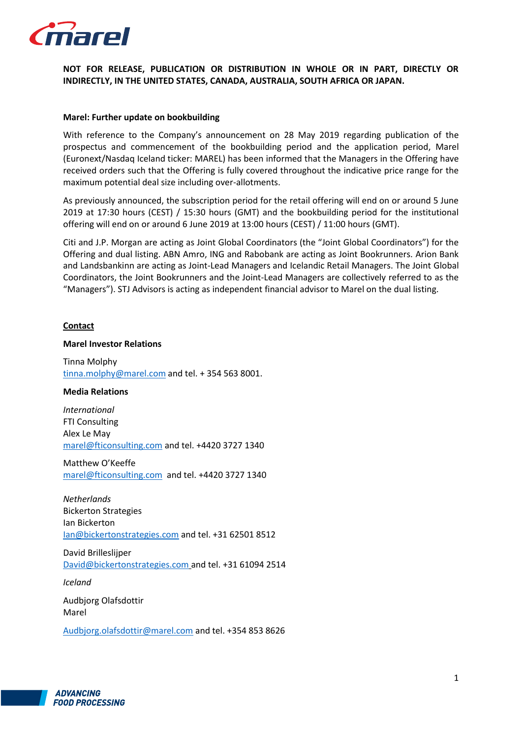**NOT FOR RELEASE, PUBLICATION OR DISTRIBUTION IN WHOLE OR IN PART, DIRECTLY OR INDIRECTLY, IN THE UNITED STATES, CANADA, AUSTRALIA, SOUTH AFRICA OR JAPAN.**

**Marel: Further update on bookbuilding**

With reference to the Company's announcement on 28 May 2019 regarding publication of the prospectus and commencement of the bookbuilding period and the application period, Marel (Euronext/Nasdaq Iceland ticker: MAREL) has been informed that the Managers in the Offering have received orders such that the Offering is fully covered throughout the indicative price range for the maximum potential deal size including over-allotments.

As previously announced, the subscription period for the retail offering will end on or around 5 June 2019 at 17:30 hours (CEST) / 15:30 hours (GMT) and the bookbuilding period for the institutional offering will end on or around 6 June 2019 at 13:00 hours (CEST) / 11:00 hours (GMT).

Citi and J.P. Morgan are acting as Joint Global Coordinators (the "Joint Global Coordinators") for the Offering and dual listing. ABN Amro, ING and Rabobank are acting as Joint Bookrunners. Arion Bank and Landsbankinn are acting as Joint-Lead Managers and Icelandic Retail Managers. The Joint Global Coordinators, the Joint Bookrunners and the Joint-Lead Managers are collectively referred to as the "Managers"). STJ Advisors is acting as independent financial advisor to Marel on the dual listing.

**Contact**

**Marel Investor Relations**

Tinna Molphy
tinna.molphy@marel.com and tel. + 354 563 8001.

**Media Relations**

*International*
FTI Consulting
Alex Le May
marel@fticonsulting.com and tel. +4420 3727 1340

Matthew O'Keeffe
marel@fticonsulting.com and tel. +4420 3727 1340

*Netherlands*
Bickerton Strategies
Ian Bickerton
Ian@bickertonstrategies.com and tel. +31 62501 8512

David Brilleslijper
David@bickertonstrategies.com and tel. +31 61094 2514

*Iceland*

Audbjorg Olafsdottir
Marel

Audbjorg.olafsdottir@marel.com and tel. +354 853 8626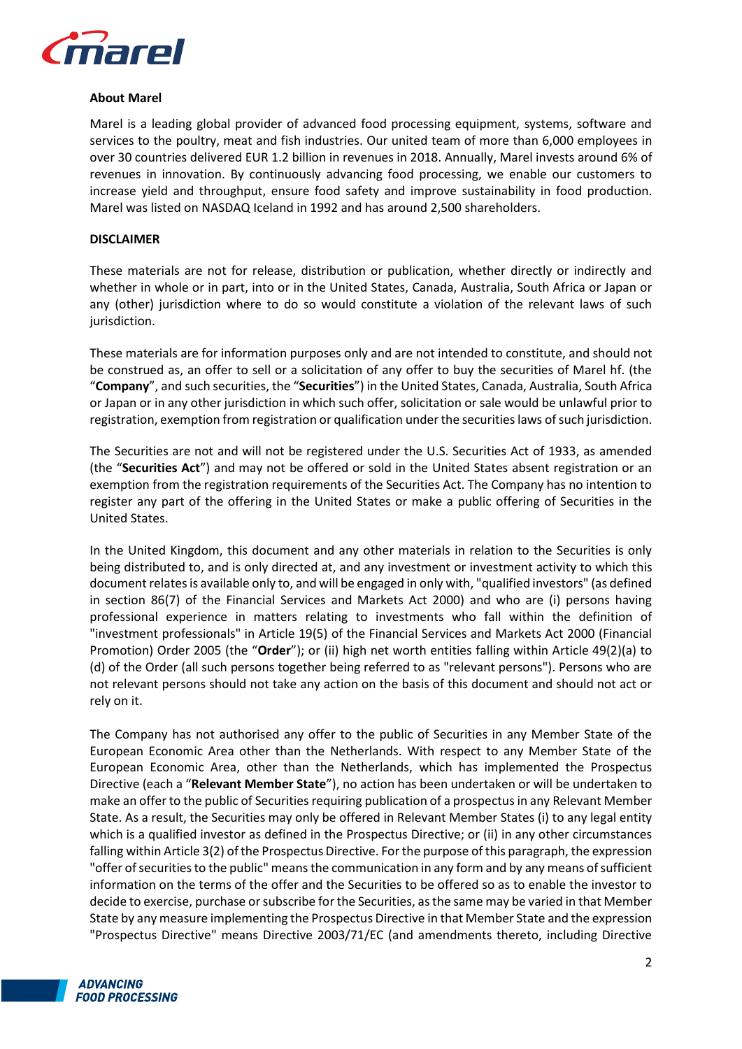**About Marel**

Marel is a leading global provider of advanced food processing equipment, systems, software and services to the poultry, meat and fish industries. Our united team of more than 6,000 employees in over 30 countries delivered EUR 1.2 billion in revenues in 2018. Annually, Marel invests around 6% of revenues in innovation. By continuously advancing food processing, we enable our customers to increase yield and throughput, ensure food safety and improve sustainability in food production. Marel was listed on NASDAQ Iceland in 1992 and has around 2,500 shareholders.

**DISCLAIMER**

These materials are not for release, distribution or publication, whether directly or indirectly and whether in whole or in part, into or in the United States, Canada, Australia, South Africa or Japan or any (other) jurisdiction where to do so would constitute a violation of the relevant laws of such jurisdiction.

These materials are for information purposes only and are not intended to constitute, and should not be construed as, an offer to sell or a solicitation of any offer to buy the securities of Marel hf. (the "**Company**", and such securities, the "**Securities**") in the United States, Canada, Australia, South Africa or Japan or in any other jurisdiction in which such offer, solicitation or sale would be unlawful prior to registration, exemption from registration or qualification under the securities laws of such jurisdiction.

The Securities are not and will not be registered under the U.S. Securities Act of 1933, as amended (the "**Securities Act**") and may not be offered or sold in the United States absent registration or an exemption from the registration requirements of the Securities Act. The Company has no intention to register any part of the offering in the United States or make a public offering of Securities in the United States.

In the United Kingdom, this document and any other materials in relation to the Securities is only being distributed to, and is only directed at, and any investment or investment activity to which this document relates is available only to, and will be engaged in only with, "qualified investors" (as defined in section 86(7) of the Financial Services and Markets Act 2000) and who are (i) persons having professional experience in matters relating to investments who fall within the definition of "investment professionals" in Article 19(5) of the Financial Services and Markets Act 2000 (Financial Promotion) Order 2005 (the "**Order**"); or (ii) high net worth entities falling within Article 49(2)(a) to (d) of the Order (all such persons together being referred to as "relevant persons"). Persons who are not relevant persons should not take any action on the basis of this document and should not act or rely on it.

The Company has not authorised any offer to the public of Securities in any Member State of the European Economic Area other than the Netherlands. With respect to any Member State of the European Economic Area, other than the Netherlands, which has implemented the Prospectus Directive (each a "**Relevant Member State**"), no action has been undertaken or will be undertaken to make an offer to the public of Securities requiring publication of a prospectus in any Relevant Member State. As a result, the Securities may only be offered in Relevant Member States (i) to any legal entity which is a qualified investor as defined in the Prospectus Directive; or (ii) in any other circumstances falling within Article 3(2) of the Prospectus Directive. For the purpose of this paragraph, the expression "offer of securities to the public" means the communication in any form and by any means of sufficient information on the terms of the offer and the Securities to be offered so as to enable the investor to decide to exercise, purchase or subscribe for the Securities, as the same may be varied in that Member State by any measure implementing the Prospectus Directive in that Member State and the expression "Prospectus Directive" means Directive 2003/71/EC (and amendments thereto, including Directive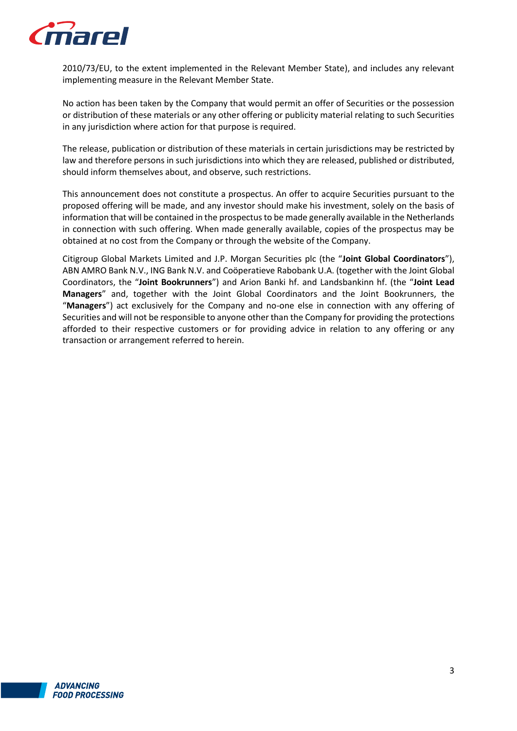2010/73/EU, to the extent implemented in the Relevant Member State), and includes any relevant implementing measure in the Relevant Member State.

No action has been taken by the Company that would permit an offer of Securities or the possession or distribution of these materials or any other offering or publicity material relating to such Securities in any jurisdiction where action for that purpose is required.

The release, publication or distribution of these materials in certain jurisdictions may be restricted by law and therefore persons in such jurisdictions into which they are released, published or distributed, should inform themselves about, and observe, such restrictions.

This announcement does not constitute a prospectus. An offer to acquire Securities pursuant to the proposed offering will be made, and any investor should make his investment, solely on the basis of information that will be contained in the prospectus to be made generally available in the Netherlands in connection with such offering. When made generally available, copies of the prospectus may be obtained at no cost from the Company or through the website of the Company.

Citigroup Global Markets Limited and J.P. Morgan Securities plc (the "**Joint Global Coordinators**"), ABN AMRO Bank N.V., ING Bank N.V. and Coöperatieve Rabobank U.A. (together with the Joint Global Coordinators, the "**Joint Bookrunners**") and Arion Banki hf. and Landsbankinn hf. (the "**Joint Lead Managers**" and, together with the Joint Global Coordinators and the Joint Bookrunners, the "**Managers**") act exclusively for the Company and no-one else in connection with any offering of Securities and will not be responsible to anyone other than the Company for providing the protections afforded to their respective customers or for providing advice in relation to any offering or any transaction or arrangement referred to herein.